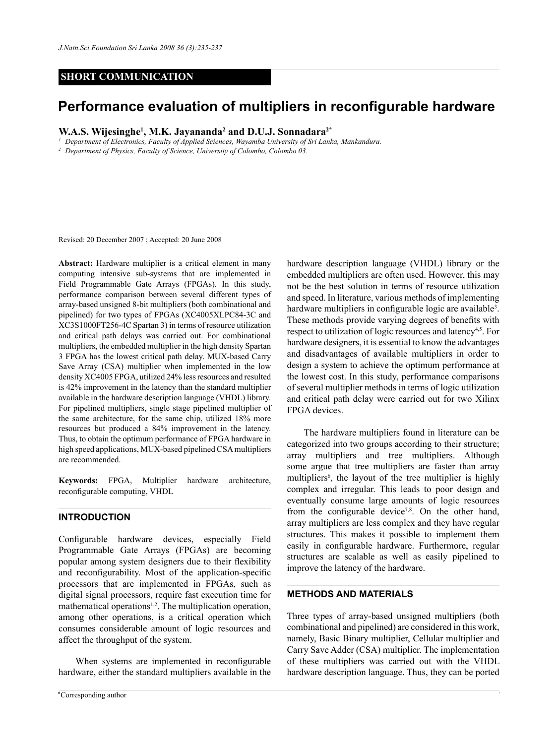SHORT COMMUNICATION

# Performance evaluation of multipliers in reconfigurable hardware

**W.A.S. Wijesinghe[1], M.K. Jayananda[2] and D.U.J. Sonnadara[2*]**

[1] *Department of Electronics, Faculty of Applied Sciences, Wayamba University of Sri Lanka, Mankandura.*

[2] *Department of Physics, Faculty of Science, University of Colombo, Colombo 03.*

Revised: 20 December 2007 ; Accepted: 20 June 2008

**Abstract:** Hardware multiplier is a critical element in many computing intensive sub-systems that are implemented in Field Programmable Gate Arrays (FPGAs). In this study, performance comparison between several different types of array-based unsigned 8-bit multipliers (both combinational and pipelined) for two types of FPGAs (XC4005XLPC84-3C and XC3S1000FT256-4C Spartan 3) in terms of resource utilization and critical path delays was carried out. For combinational multipliers, the embedded multiplier in the high density Spartan 3 FPGA has the lowest critical path delay. MUX-based Carry Save Array (CSA) multiplier when implemented in the low density XC4005 FPGA, utilized 24% less resources and resulted is 42% improvement in the latency than the standard multiplier available in the hardware description language (VHDL) library. For pipelined multipliers, single stage pipelined multiplier of the same architecture, for the same chip, utilized 18% more resources but produced a 84% improvement in the latency. Thus, to obtain the optimum performance of FPGA hardware in high speed applications, MUX-based pipelined CSA multipliers are recommended.

**Keywords:** FPGA, Multiplier hardware architecture, reconfigurable computing, VHDL

## INTRODUCTION

Configurable hardware devices, especially Field Programmable Gate Arrays (FPGAs) are becoming popular among system designers due to their flexibility and reconfigurability. Most of the application-specific processors that are implemented in FPGAs, such as digital signal processors, require fast execution time for mathematical operations[1,2]. The multiplication operation, among other operations, is a critical operation which consumes considerable amount of logic resources and affect the throughput of the system.

When systems are implemented in reconfigurable hardware, either the standard multipliers available in the hardware description language (VHDL) library or the embedded multipliers are often used. However, this may not be the best solution in terms of resource utilization and speed. In literature, various methods of implementing hardware multipliers in configurable logic are available[3]. These methods provide varying degrees of benefits with respect to utilization of logic resources and latency[4,5]. For hardware designers, it is essential to know the advantages and disadvantages of available multipliers in order to design a system to achieve the optimum performance at the lowest cost. In this study, performance comparisons of several multiplier methods in terms of logic utilization and critical path delay were carried out for two Xilinx FPGA devices.

The hardware multipliers found in literature can be categorized into two groups according to their structure; array multipliers and tree multipliers. Although some argue that tree multipliers are faster than array multipliers[6], the layout of the tree multiplier is highly complex and irregular. This leads to poor design and eventually consume large amounts of logic resources from the configurable device[7,8]. On the other hand, array multipliers are less complex and they have regular structures. This makes it possible to implement them easily in configurable hardware. Furthermore, regular structures are scalable as well as easily pipelined to improve the latency of the hardware.

## METHODS AND MATERIALS

Three types of array-based unsigned multipliers (both combinational and pipelined) are considered in this work, namely, Basic Binary multiplier, Cellular multiplier and Carry Save Adder (CSA) multiplier. The implementation of these multipliers was carried out with the VHDL hardware description language. Thus, they can be ported

*Corresponding author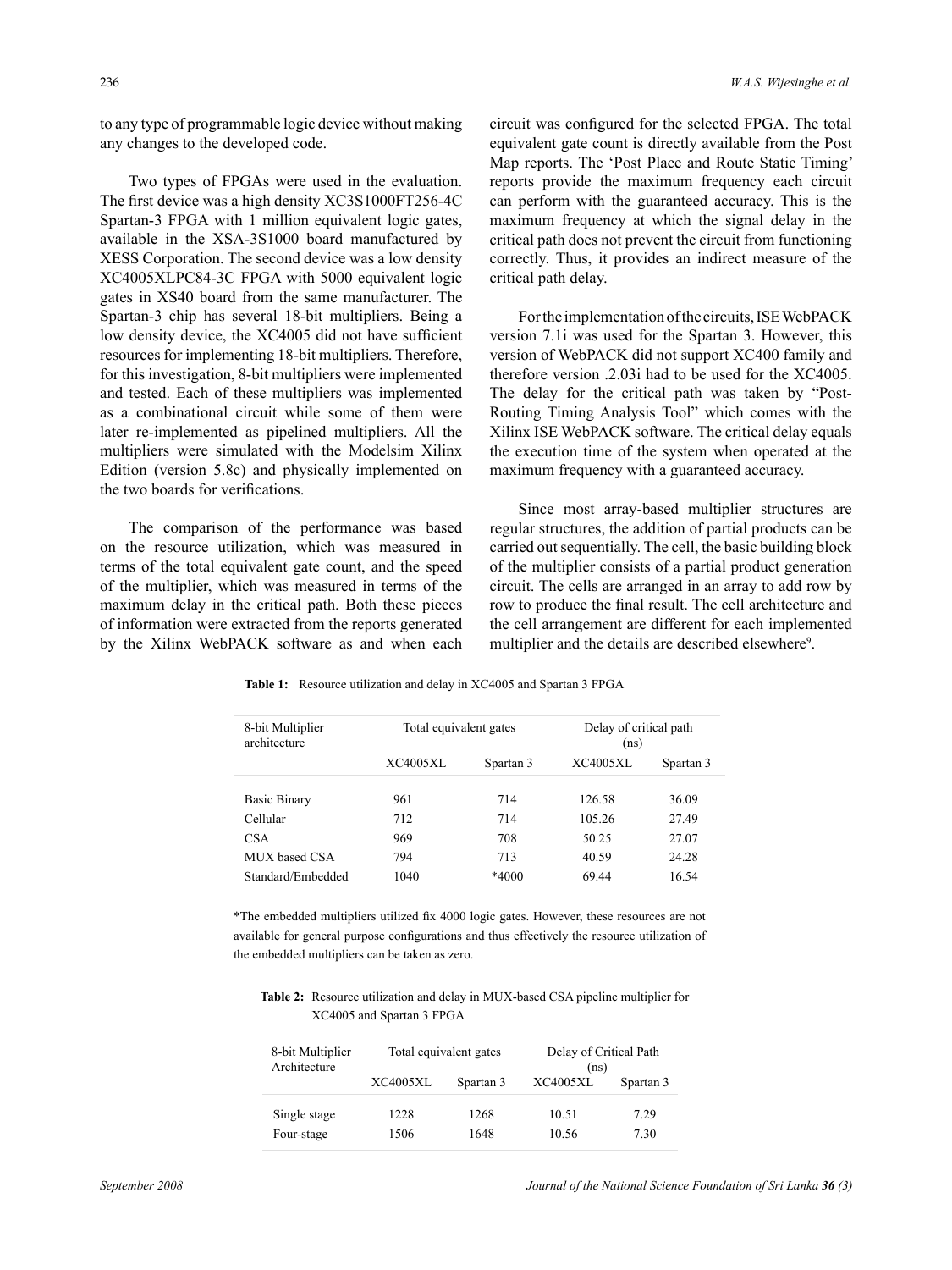to any type of programmable logic device without making any changes to the developed code.

Two types of FPGAs were used in the evaluation. The first device was a high density XC3S1000FT256-4C Spartan-3 FPGA with 1 million equivalent logic gates, available in the XSA-3S1000 board manufactured by XESS Corporation. The second device was a low density XC4005XLPC84-3C FPGA with 5000 equivalent logic gates in XS40 board from the same manufacturer. The Spartan-3 chip has several 18-bit multipliers. Being a low density device, the XC4005 did not have sufficient resources for implementing 18-bit multipliers. Therefore, for this investigation, 8-bit multipliers were implemented and tested. Each of these multipliers was implemented as a combinational circuit while some of them were later re-implemented as pipelined multipliers. All the multipliers were simulated with the Modelsim Xilinx Edition (version 5.8c) and physically implemented on the two boards for verifications.

The comparison of the performance was based on the resource utilization, which was measured in terms of the total equivalent gate count, and the speed of the multiplier, which was measured in terms of the maximum delay in the critical path. Both these pieces of information were extracted from the reports generated by the Xilinx WebPACK software as and when each circuit was configured for the selected FPGA. The total equivalent gate count is directly available from the Post Map reports. The 'Post Place and Route Static Timing' reports provide the maximum frequency each circuit can perform with the guaranteed accuracy. This is the maximum frequency at which the signal delay in the critical path does not prevent the circuit from functioning correctly. Thus, it provides an indirect measure of the critical path delay.

For the implementation of the circuits, ISE WebPACK version 7.1i was used for the Spartan 3. However, this version of WebPACK did not support XC400 family and therefore version .2.03i had to be used for the XC4005. The delay for the critical path was taken by "Post-Routing Timing Analysis Tool" which comes with the Xilinx ISE WebPACK software. The critical delay equals the execution time of the system when operated at the maximum frequency with a guaranteed accuracy.

Since most array-based multiplier structures are regular structures, the addition of partial products can be carried out sequentially. The cell, the basic building block of the multiplier consists of a partial product generation circuit. The cells are arranged in an array to add row by row to produce the final result. The cell architecture and the cell arrangement are different for each implemented multiplier and the details are described elsewhere[9].

**Table 1:** Resource utilization and delay in XC4005 and Spartan 3 FPGA

| 8-bit Multiplier architecture | Total equivalent gates | | Delay of critical path (ns) | |
|---|---|---|---|---|
| | XC4005XL | Spartan 3 | XC4005XL | Spartan 3 |
| Basic Binary | 961 | 714 | 126.58 | 36.09 |
| Cellular | 712 | 714 | 105.26 | 27.49 |
| CSA | 969 | 708 | 50.25 | 27.07 |
| MUX based CSA | 794 | 713 | 40.59 | 24.28 |
| Standard/Embedded | 1040 | *4000 | 69.44 | 16.54 |

*The embedded multipliers utilized fix 4000 logic gates. However, these resources are not available for general purpose configurations and thus effectively the resource utilization of the embedded multipliers can be taken as zero.

**Table 2:** Resource utilization and delay in MUX-based CSA pipeline multiplier for XC4005 and Spartan 3 FPGA

| 8-bit Multiplier Architecture | Total equivalent gates | | Delay of Critical Path (ns) | |
|---|---|---|---|---|
| | XC4005XL | Spartan 3 | XC4005XL | Spartan 3 |
| Single stage | 1228 | 1268 | 10.51 | 7.29 |
| Four-stage | 1506 | 1648 | 10.56 | 7.30 |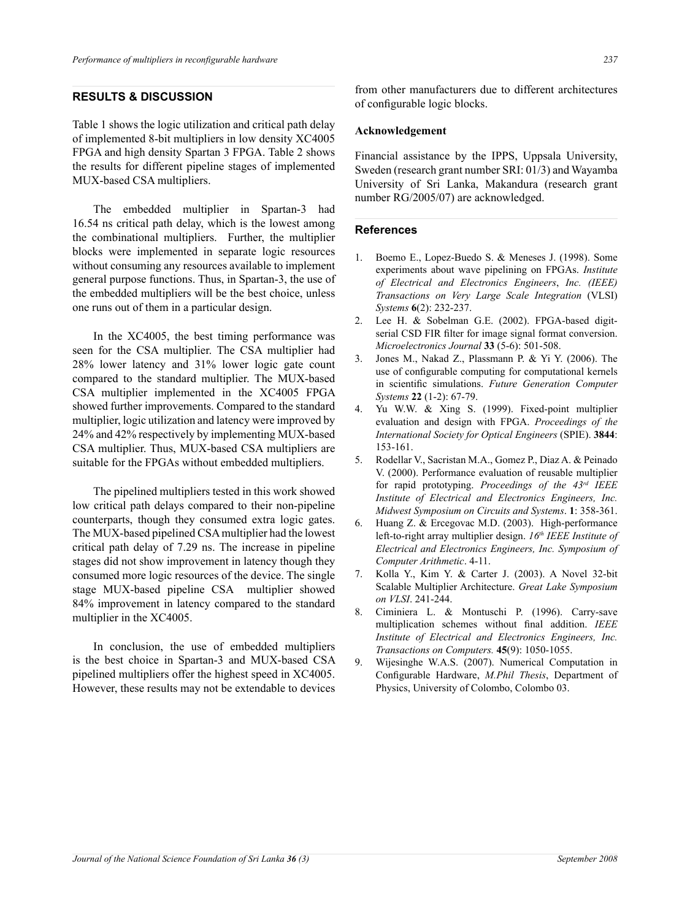## RESULTS & DISCUSSION

Table 1 shows the logic utilization and critical path delay of implemented 8-bit multipliers in low density XC4005 FPGA and high density Spartan 3 FPGA. Table 2 shows the results for different pipeline stages of implemented MUX-based CSA multipliers.

The embedded multiplier in Spartan-3 had 16.54 ns critical path delay, which is the lowest among the combinational multipliers. Further, the multiplier blocks were implemented in separate logic resources without consuming any resources available to implement general purpose functions. Thus, in Spartan-3, the use of the embedded multipliers will be the best choice, unless one runs out of them in a particular design.

In the XC4005, the best timing performance was seen for the CSA multiplier. The CSA multiplier had 28% lower latency and 31% lower logic gate count compared to the standard multiplier. The MUX-based CSA multiplier implemented in the XC4005 FPGA showed further improvements. Compared to the standard multiplier, logic utilization and latency were improved by 24% and 42% respectively by implementing MUX-based CSA multiplier. Thus, MUX-based CSA multipliers are suitable for the FPGAs without embedded multipliers.

The pipelined multipliers tested in this work showed low critical path delays compared to their non-pipeline counterparts, though they consumed extra logic gates. The MUX-based pipelined CSA multiplier had the lowest critical path delay of 7.29 ns. The increase in pipeline stages did not show improvement in latency though they consumed more logic resources of the device. The single stage MUX-based pipeline CSA multiplier showed 84% improvement in latency compared to the standard multiplier in the XC4005.

In conclusion, the use of embedded multipliers is the best choice in Spartan-3 and MUX-based CSA pipelined multipliers offer the highest speed in XC4005. However, these results may not be extendable to devices from other manufacturers due to different architectures of configurable logic blocks.

**Acknowledgement**

Financial assistance by the IPPS, Uppsala University, Sweden (research grant number SRI: 01/3) and Wayamba University of Sri Lanka, Makandura (research grant number RG/2005/07) are acknowledged.

## References

1. Boemo E., Lopez-Buedo S. & Meneses J. (1998). Some experiments about wave pipelining on FPGAs. *Institute of Electrical and Electronics Engineers*, *Inc. (IEEE) Transactions on Very Large Scale Integration* (VLSI) *Systems* **6**(2): 232-237.
2. Lee H. & Sobelman G.E. (2002). FPGA-based digit-serial CSD FIR filter for image signal format conversion. *Microelectronics Journal* **33** (5-6): 501-508.
3. Jones M., Nakad Z., Plassmann P. & Yi Y. (2006). The use of configurable computing for computational kernels in scientific simulations. *Future Generation Computer Systems* **22** (1-2): 67-79.
4. Yu W.W. & Xing S. (1999). Fixed-point multiplier evaluation and design with FPGA. *Proceedings of the International Society for Optical Engineers* (SPIE). **3844**: 153-161.
5. Rodellar V., Sacristan M.A., Gomez P., Diaz A. & Peinado V. (2000). Performance evaluation of reusable multiplier for rapid prototyping. *Proceedings of the 43rd IEEE Institute of Electrical and Electronics Engineers, Inc. Midwest Symposium on Circuits and Systems*. **1**: 358-361.
6. Huang Z. & Ercegovac M.D. (2003). High-performance left-to-right array multiplier design. *16th IEEE Institute of Electrical and Electronics Engineers, Inc. Symposium of Computer Arithmetic*. 4-11.
7. Kolla Y., Kim Y. & Carter J. (2003). A Novel 32-bit Scalable Multiplier Architecture. *Great Lake Symposium on VLSI*. 241-244.
8. Ciminiera L. & Montuschi P. (1996). Carry-save multiplication schemes without final addition. *IEEE Institute of Electrical and Electronics Engineers, Inc. Transactions on Computers.* **45**(9): 1050-1055.
9. Wijesinghe W.A.S. (2007). Numerical Computation in Configurable Hardware, *M.Phil Thesis*, Department of Physics, University of Colombo, Colombo 03.